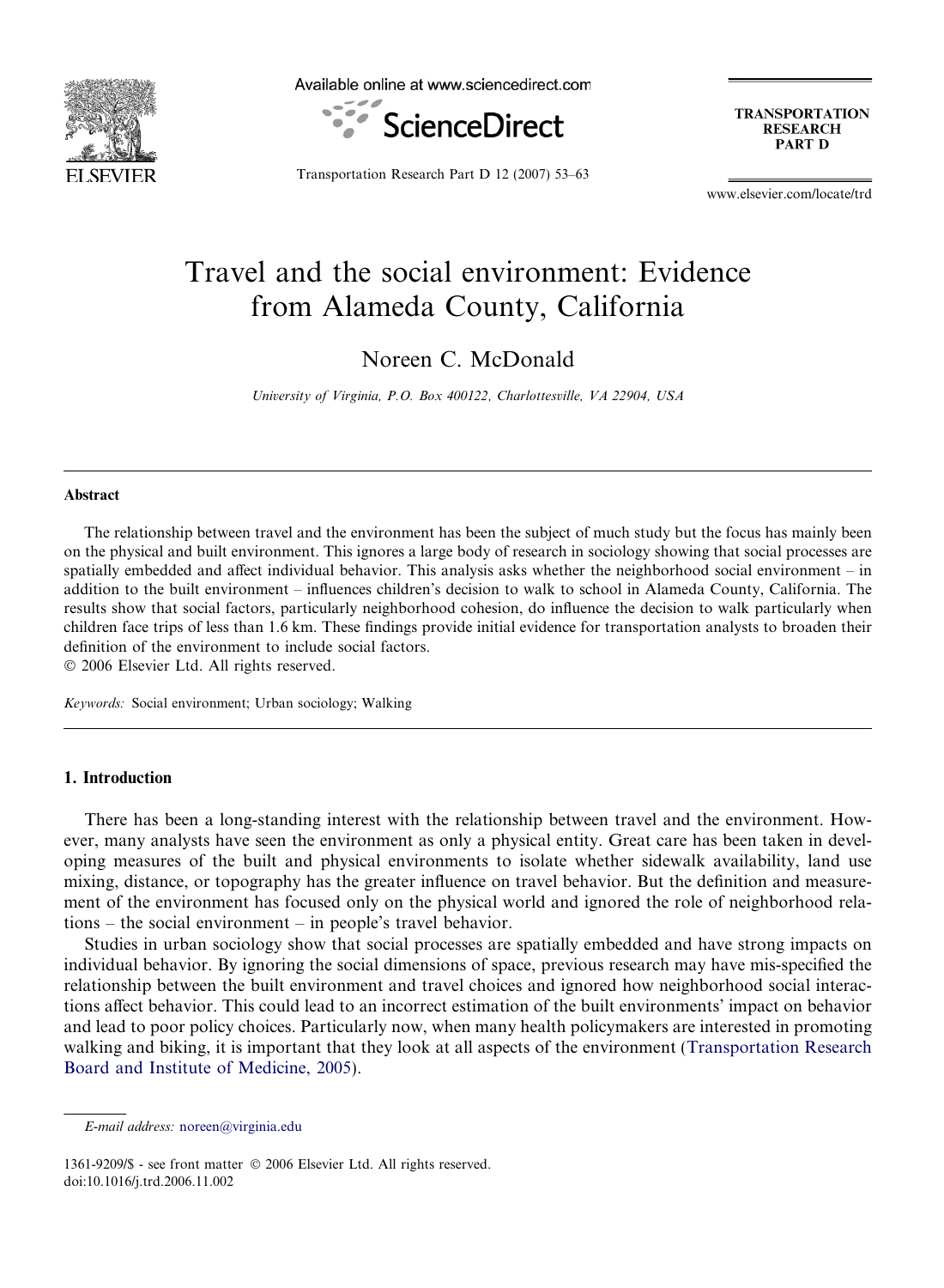# Travel and the social environment: Evidence from Alameda County, California

Noreen C. McDonald

*University of Virginia, P.O. Box 400122, Charlottesville, VA 22904, USA*

---

## Abstract

The relationship between travel and the environment has been the subject of much study but the focus has mainly been on the physical and built environment. This ignores a large body of research in sociology showing that social processes are spatially embedded and affect individual behavior. This analysis asks whether the neighborhood social environment – in addition to the built environment – influences children's decision to walk to school in Alameda County, California. The results show that social factors, particularly neighborhood cohesion, do influence the decision to walk particularly when children face trips of less than 1.6 km. These findings provide initial evidence for transportation analysts to broaden their definition of the environment to include social factors.

© 2006 Elsevier Ltd. All rights reserved.

*Keywords:* Social environment; Urban sociology; Walking

---

## 1. Introduction

There has been a long-standing interest with the relationship between travel and the environment. However, many analysts have seen the environment as only a physical entity. Great care has been taken in developing measures of the built and physical environments to isolate whether sidewalk availability, land use mixing, distance, or topography has the greater influence on travel behavior. But the definition and measurement of the environment has focused only on the physical world and ignored the role of neighborhood relations – the social environment – in people's travel behavior.

Studies in urban sociology show that social processes are spatially embedded and have strong impacts on individual behavior. By ignoring the social dimensions of space, previous research may have mis-specified the relationship between the built environment and travel choices and ignored how neighborhood social interactions affect behavior. This could lead to an incorrect estimation of the built environments' impact on behavior and lead to poor policy choices. Particularly now, when many health policymakers are interested in promoting walking and biking, it is important that they look at all aspects of the environment (Transportation Research Board and Institute of Medicine, 2005).

---

*E-mail address:* noreen@virginia.edu

1361-9209/$ - see front matter © 2006 Elsevier Ltd. All rights reserved.
doi:10.1016/j.trd.2006.11.002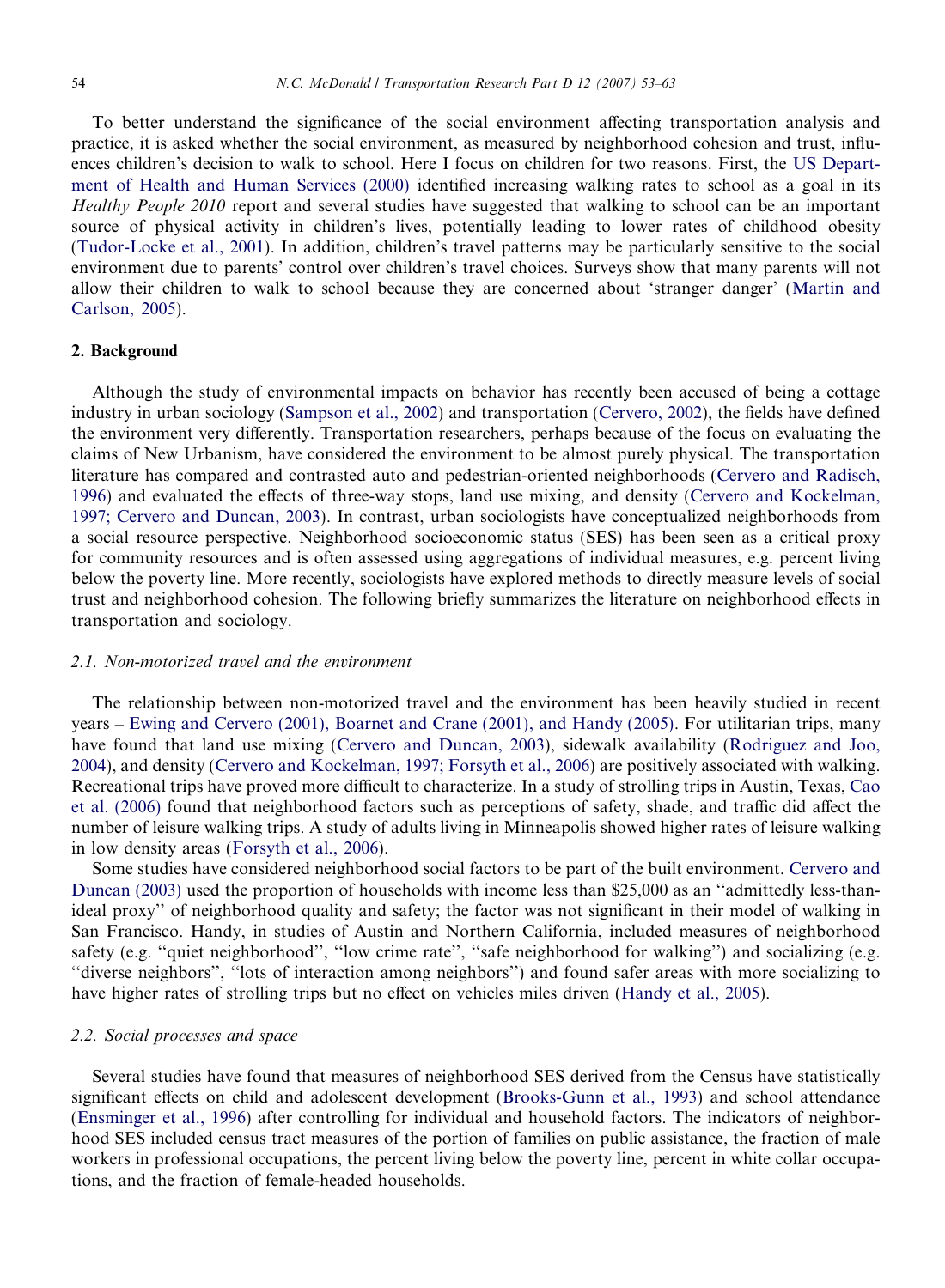To better understand the significance of the social environment affecting transportation analysis and practice, it is asked whether the social environment, as measured by neighborhood cohesion and trust, influences children's decision to walk to school. Here I focus on children for two reasons. First, the US Department of Health and Human Services (2000) identified increasing walking rates to school as a goal in its *Healthy People 2010* report and several studies have suggested that walking to school can be an important source of physical activity in children's lives, potentially leading to lower rates of childhood obesity (Tudor-Locke et al., 2001). In addition, children's travel patterns may be particularly sensitive to the social environment due to parents' control over children's travel choices. Surveys show that many parents will not allow their children to walk to school because they are concerned about 'stranger danger' (Martin and Carlson, 2005).

## 2. Background

Although the study of environmental impacts on behavior has recently been accused of being a cottage industry in urban sociology (Sampson et al., 2002) and transportation (Cervero, 2002), the fields have defined the environment very differently. Transportation researchers, perhaps because of the focus on evaluating the claims of New Urbanism, have considered the environment to be almost purely physical. The transportation literature has compared and contrasted auto and pedestrian-oriented neighborhoods (Cervero and Radisch, 1996) and evaluated the effects of three-way stops, land use mixing, and density (Cervero and Kockelman, 1997; Cervero and Duncan, 2003). In contrast, urban sociologists have conceptualized neighborhoods from a social resource perspective. Neighborhood socioeconomic status (SES) has been seen as a critical proxy for community resources and is often assessed using aggregations of individual measures, e.g. percent living below the poverty line. More recently, sociologists have explored methods to directly measure levels of social trust and neighborhood cohesion. The following briefly summarizes the literature on neighborhood effects in transportation and sociology.

### *2.1. Non-motorized travel and the environment*

The relationship between non-motorized travel and the environment has been heavily studied in recent years – Ewing and Cervero (2001), Boarnet and Crane (2001), and Handy (2005). For utilitarian trips, many have found that land use mixing (Cervero and Duncan, 2003), sidewalk availability (Rodriguez and Joo, 2004), and density (Cervero and Kockelman, 1997; Forsyth et al., 2006) are positively associated with walking. Recreational trips have proved more difficult to characterize. In a study of strolling trips in Austin, Texas, Cao et al. (2006) found that neighborhood factors such as perceptions of safety, shade, and traffic did affect the number of leisure walking trips. A study of adults living in Minneapolis showed higher rates of leisure walking in low density areas (Forsyth et al., 2006).

Some studies have considered neighborhood social factors to be part of the built environment. Cervero and Duncan (2003) used the proportion of households with income less than $25,000 as an "admittedly less-than-ideal proxy" of neighborhood quality and safety; the factor was not significant in their model of walking in San Francisco. Handy, in studies of Austin and Northern California, included measures of neighborhood safety (e.g. "quiet neighborhood", "low crime rate", "safe neighborhood for walking") and socializing (e.g. "diverse neighbors", "lots of interaction among neighbors") and found safer areas with more socializing to have higher rates of strolling trips but no effect on vehicles miles driven (Handy et al., 2005).

### *2.2. Social processes and space*

Several studies have found that measures of neighborhood SES derived from the Census have statistically significant effects on child and adolescent development (Brooks-Gunn et al., 1993) and school attendance (Ensminger et al., 1996) after controlling for individual and household factors. The indicators of neighborhood SES included census tract measures of the portion of families on public assistance, the fraction of male workers in professional occupations, the percent living below the poverty line, percent in white collar occupations, and the fraction of female-headed households.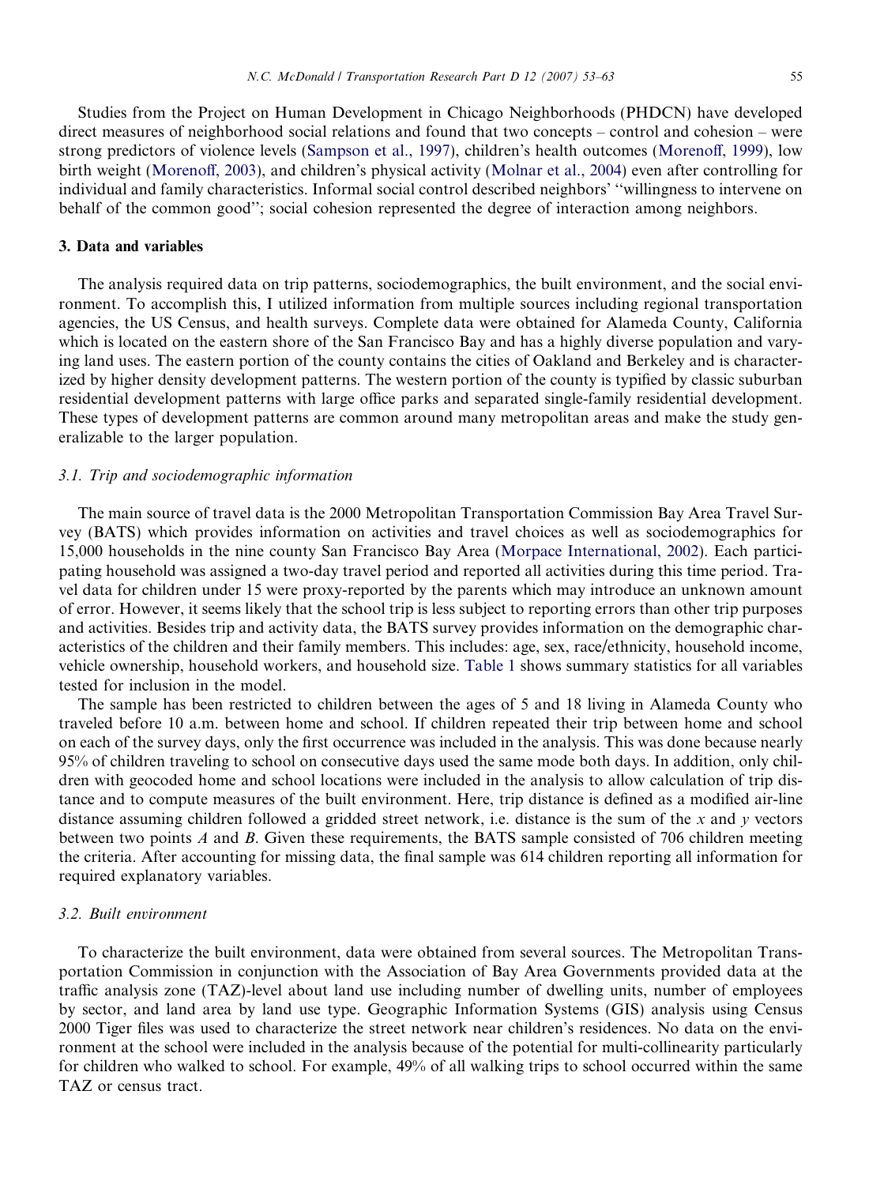Studies from the Project on Human Development in Chicago Neighborhoods (PHDCN) have developed direct measures of neighborhood social relations and found that two concepts – control and cohesion – were strong predictors of violence levels (Sampson et al., 1997), children's health outcomes (Morenoff, 1999), low birth weight (Morenoff, 2003), and children's physical activity (Molnar et al., 2004) even after controlling for individual and family characteristics. Informal social control described neighbors' ''willingness to intervene on behalf of the common good''; social cohesion represented the degree of interaction among neighbors.

## 3. Data and variables

The analysis required data on trip patterns, sociodemographics, the built environment, and the social environment. To accomplish this, I utilized information from multiple sources including regional transportation agencies, the US Census, and health surveys. Complete data were obtained for Alameda County, California which is located on the eastern shore of the San Francisco Bay and has a highly diverse population and varying land uses. The eastern portion of the county contains the cities of Oakland and Berkeley and is characterized by higher density development patterns. The western portion of the county is typified by classic suburban residential development patterns with large office parks and separated single-family residential development. These types of development patterns are common around many metropolitan areas and make the study generalizable to the larger population.

### *3.1. Trip and sociodemographic information*

The main source of travel data is the 2000 Metropolitan Transportation Commission Bay Area Travel Survey (BATS) which provides information on activities and travel choices as well as sociodemographics for 15,000 households in the nine county San Francisco Bay Area (Morpace International, 2002). Each participating household was assigned a two-day travel period and reported all activities during this time period. Travel data for children under 15 were proxy-reported by the parents which may introduce an unknown amount of error. However, it seems likely that the school trip is less subject to reporting errors than other trip purposes and activities. Besides trip and activity data, the BATS survey provides information on the demographic characteristics of the children and their family members. This includes: age, sex, race/ethnicity, household income, vehicle ownership, household workers, and household size. Table 1 shows summary statistics for all variables tested for inclusion in the model.

The sample has been restricted to children between the ages of 5 and 18 living in Alameda County who traveled before 10 a.m. between home and school. If children repeated their trip between home and school on each of the survey days, only the first occurrence was included in the analysis. This was done because nearly 95% of children traveling to school on consecutive days used the same mode both days. In addition, only children with geocoded home and school locations were included in the analysis to allow calculation of trip distance and to compute measures of the built environment. Here, trip distance is defined as a modified air-line distance assuming children followed a gridded street network, i.e. distance is the sum of the $x$ and $y$ vectors between two points $A$ and $B$. Given these requirements, the BATS sample consisted of 706 children meeting the criteria. After accounting for missing data, the final sample was 614 children reporting all information for required explanatory variables.

### *3.2. Built environment*

To characterize the built environment, data were obtained from several sources. The Metropolitan Transportation Commission in conjunction with the Association of Bay Area Governments provided data at the traffic analysis zone (TAZ)-level about land use including number of dwelling units, number of employees by sector, and land area by land use type. Geographic Information Systems (GIS) analysis using Census 2000 Tiger files was used to characterize the street network near children's residences. No data on the environment at the school were included in the analysis because of the potential for multi-collinearity particularly for children who walked to school. For example, 49% of all walking trips to school occurred within the same TAZ or census tract.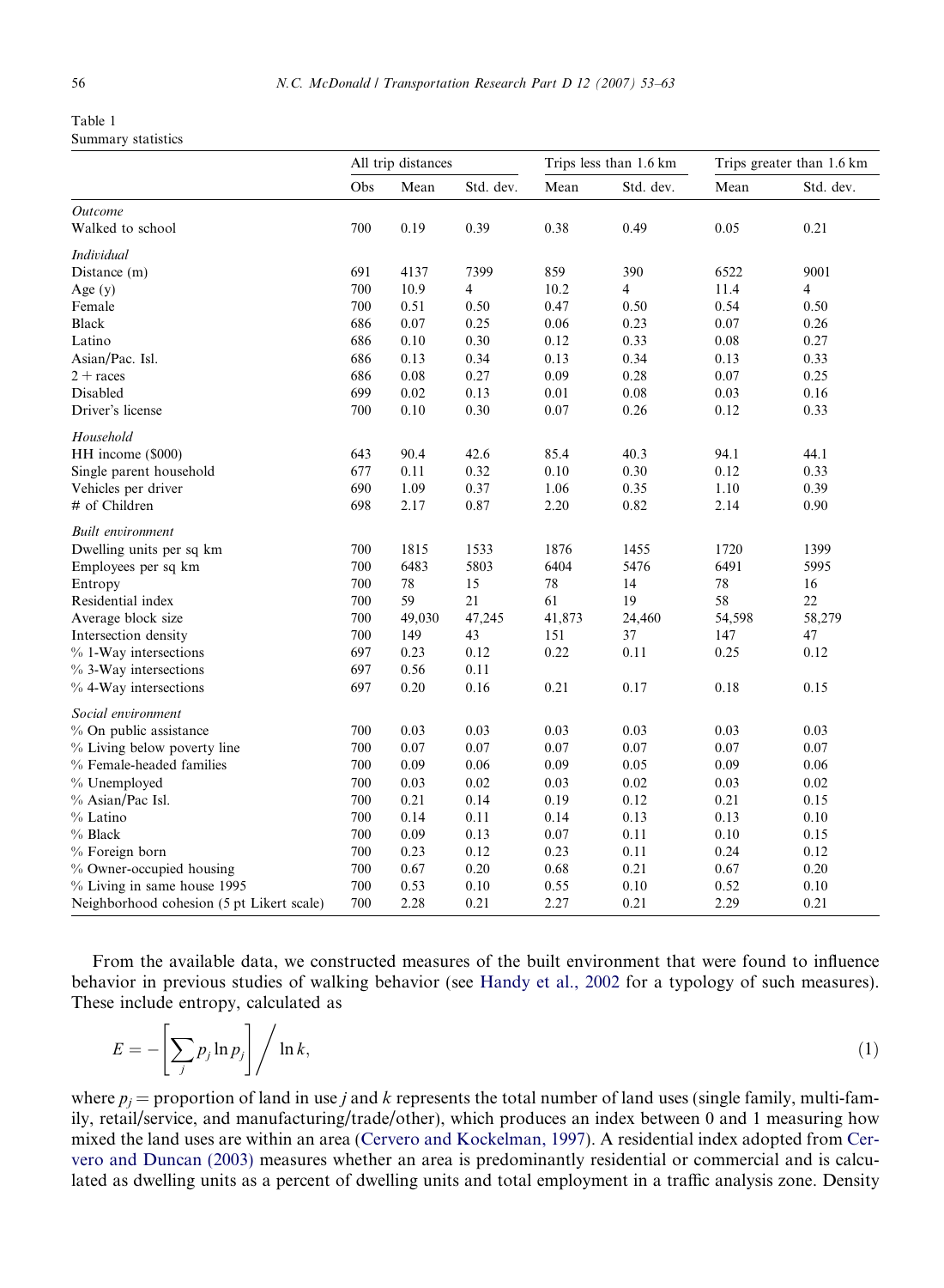Table 1
Summary statistics

| | All trip distances | | | Trips less than 1.6 km | | Trips greater than 1.6 km | |
|---|---|---|---|---|---|---|---|
| | Obs | Mean | Std. dev. | Mean | Std. dev. | Mean | Std. dev. |
| *Outcome* | | | | | | | |
| Walked to school | 700 | 0.19 | 0.39 | 0.38 | 0.49 | 0.05 | 0.21 |
| *Individual* | | | | | | | |
| Distance (m) | 691 | 4137 | 7399 | 859 | 390 | 6522 | 9001 |
| Age (y) | 700 | 10.9 | 4 | 10.2 | 4 | 11.4 | 4 |
| Female | 700 | 0.51 | 0.50 | 0.47 | 0.50 | 0.54 | 0.50 |
| Black | 686 | 0.07 | 0.25 | 0.06 | 0.23 | 0.07 | 0.26 |
| Latino | 686 | 0.10 | 0.30 | 0.12 | 0.33 | 0.08 | 0.27 |
| Asian/Pac. Isl. | 686 | 0.13 | 0.34 | 0.13 | 0.34 | 0.13 | 0.33 |
| 2 + races | 686 | 0.08 | 0.27 | 0.09 | 0.28 | 0.07 | 0.25 |
| Disabled | 699 | 0.02 | 0.13 | 0.01 | 0.08 | 0.03 | 0.16 |
| Driver's license | 700 | 0.10 | 0.30 | 0.07 | 0.26 | 0.12 | 0.33 |
| *Household* | | | | | | | |
| HH income ($000) | 643 | 90.4 | 42.6 | 85.4 | 40.3 | 94.1 | 44.1 |
| Single parent household | 677 | 0.11 | 0.32 | 0.10 | 0.30 | 0.12 | 0.33 |
| Vehicles per driver | 690 | 1.09 | 0.37 | 1.06 | 0.35 | 1.10 | 0.39 |
| # of Children | 698 | 2.17 | 0.87 | 2.20 | 0.82 | 2.14 | 0.90 |
| *Built environment* | | | | | | | |
| Dwelling units per sq km | 700 | 1815 | 1533 | 1876 | 1455 | 1720 | 1399 |
| Employees per sq km | 700 | 6483 | 5803 | 6404 | 5476 | 6491 | 5995 |
| Entropy | 700 | 78 | 15 | 78 | 14 | 78 | 16 |
| Residential index | 700 | 59 | 21 | 61 | 19 | 58 | 22 |
| Average block size | 700 | 49,030 | 47,245 | 41,873 | 24,460 | 54,598 | 58,279 |
| Intersection density | 700 | 149 | 43 | 151 | 37 | 147 | 47 |
| % 1-Way intersections | 697 | 0.23 | 0.12 | 0.22 | 0.11 | 0.25 | 0.12 |
| % 3-Way intersections | 697 | 0.56 | 0.11 | | | | |
| % 4-Way intersections | 697 | 0.20 | 0.16 | 0.21 | 0.17 | 0.18 | 0.15 |
| *Social environment* | | | | | | | |
| % On public assistance | 700 | 0.03 | 0.03 | 0.03 | 0.03 | 0.03 | 0.03 |
| % Living below poverty line | 700 | 0.07 | 0.07 | 0.07 | 0.07 | 0.07 | 0.07 |
| % Female-headed families | 700 | 0.09 | 0.06 | 0.09 | 0.05 | 0.09 | 0.06 |
| % Unemployed | 700 | 0.03 | 0.02 | 0.03 | 0.02 | 0.03 | 0.02 |
| % Asian/Pac Isl. | 700 | 0.21 | 0.14 | 0.19 | 0.12 | 0.21 | 0.15 |
| % Latino | 700 | 0.14 | 0.11 | 0.14 | 0.13 | 0.13 | 0.10 |
| % Black | 700 | 0.09 | 0.13 | 0.07 | 0.11 | 0.10 | 0.15 |
| % Foreign born | 700 | 0.23 | 0.12 | 0.23 | 0.11 | 0.24 | 0.12 |
| % Owner-occupied housing | 700 | 0.67 | 0.20 | 0.68 | 0.21 | 0.67 | 0.20 |
| % Living in same house 1995 | 700 | 0.53 | 0.10 | 0.55 | 0.10 | 0.52 | 0.10 |
| Neighborhood cohesion (5 pt Likert scale) | 700 | 2.28 | 0.21 | 2.27 | 0.21 | 2.29 | 0.21 |

From the available data, we constructed measures of the built environment that were found to influence behavior in previous studies of walking behavior (see Handy et al., 2002 for a typology of such measures). These include entropy, calculated as

$$E = -\left[\sum_j p_j \ln p_j\right] \Big/ \ln k, \tag{1}$$

where $p_j$ = proportion of land in use $j$ and $k$ represents the total number of land uses (single family, multi-family, retail/service, and manufacturing/trade/other), which produces an index between 0 and 1 measuring how mixed the land uses are within an area (Cervero and Kockelman, 1997). A residential index adopted from Cervero and Duncan (2003) measures whether an area is predominantly residential or commercial and is calculated as dwelling units as a percent of dwelling units and total employment in a traffic analysis zone. Density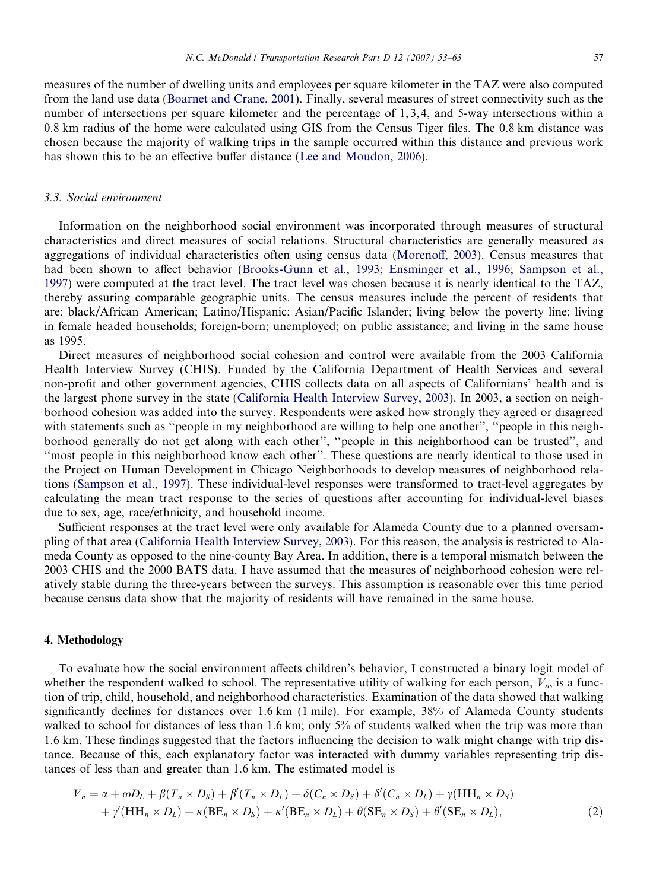measures of the number of dwelling units and employees per square kilometer in the TAZ were also computed from the land use data (Boarnet and Crane, 2001). Finally, several measures of street connectivity such as the number of intersections per square kilometer and the percentage of 1, 3, 4, and 5-way intersections within a 0.8 km radius of the home were calculated using GIS from the Census Tiger files. The 0.8 km distance was chosen because the majority of walking trips in the sample occurred within this distance and previous work has shown this to be an effective buffer distance (Lee and Moudon, 2006).

### 3.3. Social environment

Information on the neighborhood social environment was incorporated through measures of structural characteristics and direct measures of social relations. Structural characteristics are generally measured as aggregations of individual characteristics often using census data (Morenoff, 2003). Census measures that had been shown to affect behavior (Brooks-Gunn et al., 1993; Ensminger et al., 1996; Sampson et al., 1997) were computed at the tract level. The tract level was chosen because it is nearly identical to the TAZ, thereby assuring comparable geographic units. The census measures include the percent of residents that are: black/African–American; Latino/Hispanic; Asian/Pacific Islander; living below the poverty line; living in female headed households; foreign-born; unemployed; on public assistance; and living in the same house as 1995.

Direct measures of neighborhood social cohesion and control were available from the 2003 California Health Interview Survey (CHIS). Funded by the California Department of Health Services and several non-profit and other government agencies, CHIS collects data on all aspects of Californians' health and is the largest phone survey in the state (California Health Interview Survey, 2003). In 2003, a section on neighborhood cohesion was added into the survey. Respondents were asked how strongly they agreed or disagreed with statements such as ''people in my neighborhood are willing to help one another'', ''people in this neighborhood generally do not get along with each other'', ''people in this neighborhood can be trusted'', and ''most people in this neighborhood know each other''. These questions are nearly identical to those used in the Project on Human Development in Chicago Neighborhoods to develop measures of neighborhood relations (Sampson et al., 1997). These individual-level responses were transformed to tract-level aggregates by calculating the mean tract response to the series of questions after accounting for individual-level biases due to sex, age, race/ethnicity, and household income.

Sufficient responses at the tract level were only available for Alameda County due to a planned oversampling of that area (California Health Interview Survey, 2003). For this reason, the analysis is restricted to Alameda County as opposed to the nine-county Bay Area. In addition, there is a temporal mismatch between the 2003 CHIS and the 2000 BATS data. I have assumed that the measures of neighborhood cohesion were relatively stable during the three-years between the surveys. This assumption is reasonable over this time period because census data show that the majority of residents will have remained in the same house.

## 4. Methodology

To evaluate how the social environment affects children's behavior, I constructed a binary logit model of whether the respondent walked to school. The representative utility of walking for each person, $V_n$, is a function of trip, child, household, and neighborhood characteristics. Examination of the data showed that walking significantly declines for distances over 1.6 km (1 mile). For example, 38% of Alameda County students walked to school for distances of less than 1.6 km; only 5% of students walked when the trip was more than 1.6 km. These findings suggested that the factors influencing the decision to walk might change with trip distance. Because of this, each explanatory factor was interacted with dummy variables representing trip distances of less than and greater than 1.6 km. The estimated model is

$$V_n = \alpha + \omega D_L + \beta(T_n \times D_S) + \beta'(T_n \times D_L) + \delta(C_n \times D_S) + \delta'(C_n \times D_L) + \gamma(\mathrm{HH}_n \times D_S) + \gamma'(\mathrm{HH}_n \times D_L) + \kappa(\mathrm{BE}_n \times D_S) + \kappa'(\mathrm{BE}_n \times D_L) + \theta(\mathrm{SE}_n \times D_S) + \theta'(\mathrm{SE}_n \times D_L), \tag{2}$$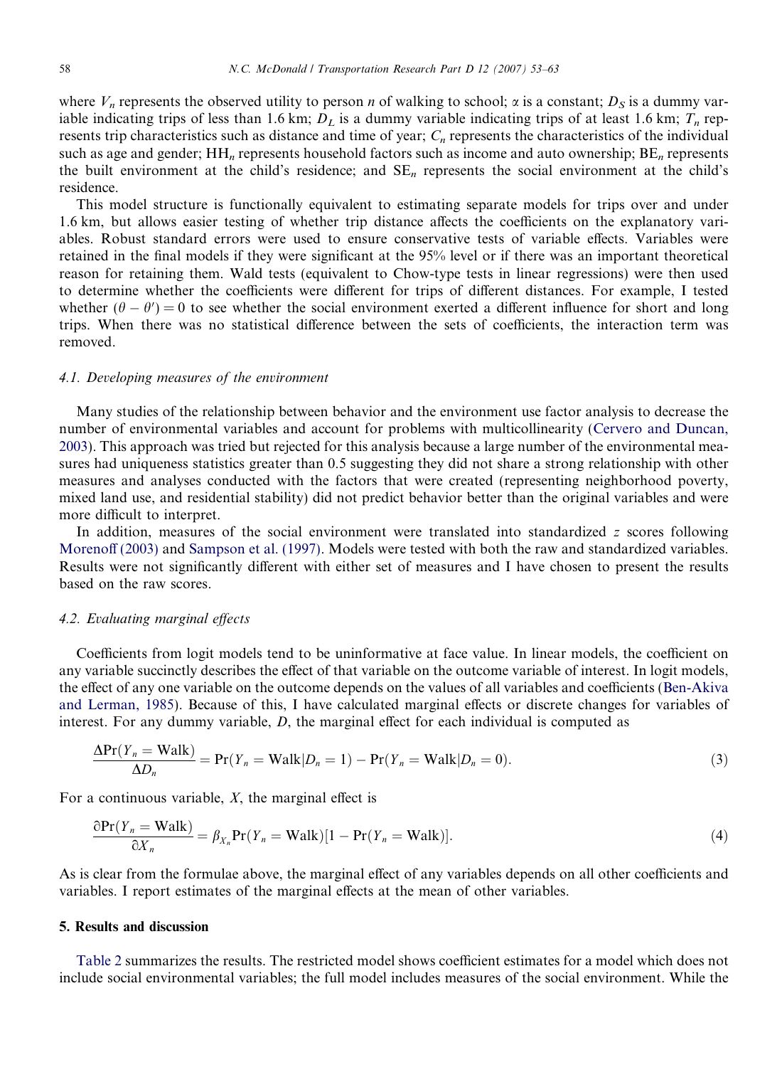where $V_n$ represents the observed utility to person $n$ of walking to school; $\alpha$ is a constant; $D_S$ is a dummy variable indicating trips of less than 1.6 km; $D_L$ is a dummy variable indicating trips of at least 1.6 km; $T_n$ represents trip characteristics such as distance and time of year; $C_n$ represents the characteristics of the individual such as age and gender; $\text{HH}_n$ represents household factors such as income and auto ownership; $\text{BE}_n$ represents the built environment at the child's residence; and $\text{SE}_n$ represents the social environment at the child's residence.

This model structure is functionally equivalent to estimating separate models for trips over and under 1.6 km, but allows easier testing of whether trip distance affects the coefficients on the explanatory variables. Robust standard errors were used to ensure conservative tests of variable effects. Variables were retained in the final models if they were significant at the 95% level or if there was an important theoretical reason for retaining them. Wald tests (equivalent to Chow-type tests in linear regressions) were then used to determine whether the coefficients were different for trips of different distances. For example, I tested whether $(\theta - \theta') = 0$ to see whether the social environment exerted a different influence for short and long trips. When there was no statistical difference between the sets of coefficients, the interaction term was removed.

### 4.1. Developing measures of the environment

Many studies of the relationship between behavior and the environment use factor analysis to decrease the number of environmental variables and account for problems with multicollinearity (Cervero and Duncan, 2003). This approach was tried but rejected for this analysis because a large number of the environmental measures had uniqueness statistics greater than 0.5 suggesting they did not share a strong relationship with other measures and analyses conducted with the factors that were created (representing neighborhood poverty, mixed land use, and residential stability) did not predict behavior better than the original variables and were more difficult to interpret.

In addition, measures of the social environment were translated into standardized $z$ scores following Morenoff (2003) and Sampson et al. (1997). Models were tested with both the raw and standardized variables. Results were not significantly different with either set of measures and I have chosen to present the results based on the raw scores.

### 4.2. Evaluating marginal effects

Coefficients from logit models tend to be uninformative at face value. In linear models, the coefficient on any variable succinctly describes the effect of that variable on the outcome variable of interest. In logit models, the effect of any one variable on the outcome depends on the values of all variables and coefficients (Ben-Akiva and Lerman, 1985). Because of this, I have calculated marginal effects or discrete changes for variables of interest. For any dummy variable, $D$, the marginal effect for each individual is computed as

$$\frac{\Delta \Pr(Y_n = \text{Walk})}{\Delta D_n} = \Pr(Y_n = \text{Walk}|D_n = 1) - \Pr(Y_n = \text{Walk}|D_n = 0). \tag{3}$$

For a continuous variable, $X$, the marginal effect is

$$\frac{\partial \Pr(Y_n = \text{Walk})}{\partial X_n} = \beta_{X_n} \Pr(Y_n = \text{Walk})[1 - \Pr(Y_n = \text{Walk})]. \tag{4}$$

As is clear from the formulae above, the marginal effect of any variables depends on all other coefficients and variables. I report estimates of the marginal effects at the mean of other variables.

## 5. Results and discussion

Table 2 summarizes the results. The restricted model shows coefficient estimates for a model which does not include social environmental variables; the full model includes measures of the social environment. While the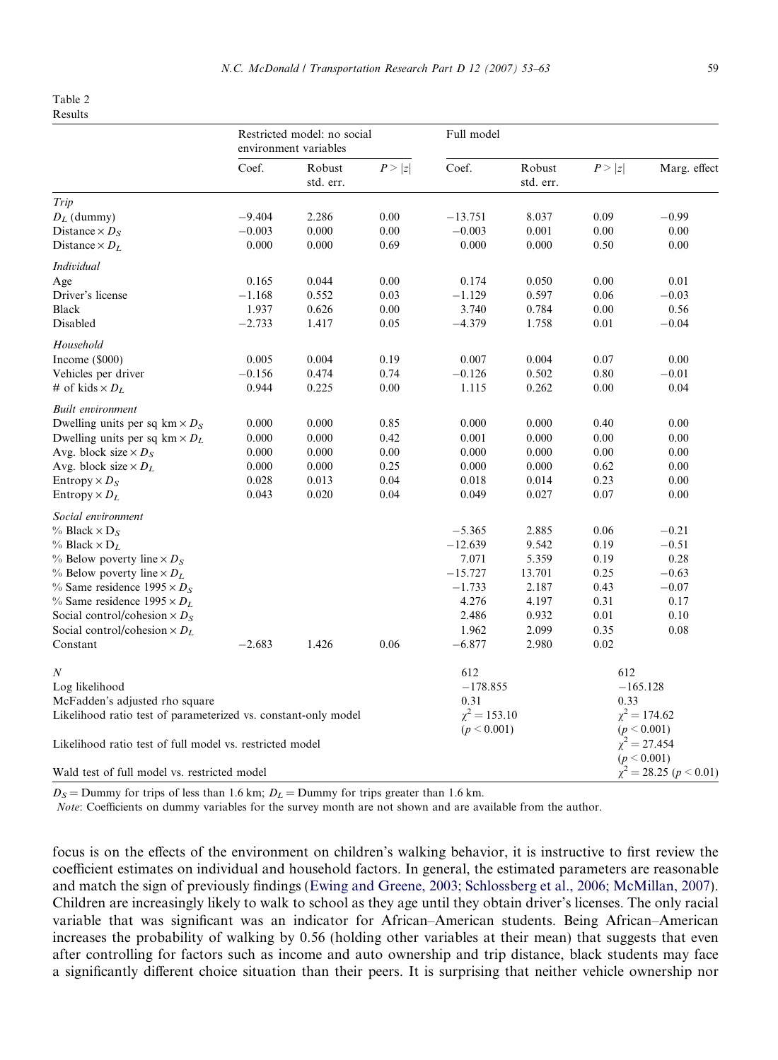Table 2
Results

| | Restricted model: no social environment variables | | | Full model | | | |
|---|---|---|---|---|---|---|---|
| | Coef. | Robust std. err. | $P > \|z\|$ | Coef. | Robust std. err. | $P > \|z\|$ | Marg. effect |
| *Trip* | | | | | | | |
| $D_L$ (dummy) | −9.404 | 2.286 | 0.00 | −13.751 | 8.037 | 0.09 | −0.99 |
| Distance × $D_S$ | −0.003 | 0.000 | 0.00 | −0.003 | 0.001 | 0.00 | 0.00 |
| Distance × $D_L$ | 0.000 | 0.000 | 0.69 | 0.000 | 0.000 | 0.50 | 0.00 |
| *Individual* | | | | | | | |
| Age | 0.165 | 0.044 | 0.00 | 0.174 | 0.050 | 0.00 | 0.01 |
| Driver's license | −1.168 | 0.552 | 0.03 | −1.129 | 0.597 | 0.06 | −0.03 |
| Black | 1.937 | 0.626 | 0.00 | 3.740 | 0.784 | 0.00 | 0.56 |
| Disabled | −2.733 | 1.417 | 0.05 | −4.379 | 1.758 | 0.01 | −0.04 |
| *Household* | | | | | | | |
| Income ($000) | 0.005 | 0.004 | 0.19 | 0.007 | 0.004 | 0.07 | 0.00 |
| Vehicles per driver | −0.156 | 0.474 | 0.74 | −0.126 | 0.502 | 0.80 | −0.01 |
| # of kids × $D_L$ | 0.944 | 0.225 | 0.00 | 1.115 | 0.262 | 0.00 | 0.04 |
| *Built environment* | | | | | | | |
| Dwelling units per sq km × $D_S$ | 0.000 | 0.000 | 0.85 | 0.000 | 0.000 | 0.40 | 0.00 |
| Dwelling units per sq km × $D_L$ | 0.000 | 0.000 | 0.42 | 0.001 | 0.000 | 0.00 | 0.00 |
| Avg. block size × $D_S$ | 0.000 | 0.000 | 0.00 | 0.000 | 0.000 | 0.00 | 0.00 |
| Avg. block size × $D_L$ | 0.000 | 0.000 | 0.25 | 0.000 | 0.000 | 0.62 | 0.00 |
| Entropy × $D_S$ | 0.028 | 0.013 | 0.04 | 0.018 | 0.014 | 0.23 | 0.00 |
| Entropy × $D_L$ | 0.043 | 0.020 | 0.04 | 0.049 | 0.027 | 0.07 | 0.00 |
| *Social environment* | | | | | | | |
| % Black × $D_S$ | | | | −5.365 | 2.885 | 0.06 | −0.21 |
| % Black × $D_L$ | | | | −12.639 | 9.542 | 0.19 | −0.51 |
| % Below poverty line × $D_S$ | | | | 7.071 | 5.359 | 0.19 | 0.28 |
| % Below poverty line × $D_L$ | | | | −15.727 | 13.701 | 0.25 | −0.63 |
| % Same residence 1995 × $D_S$ | | | | −1.733 | 2.187 | 0.43 | −0.07 |
| % Same residence 1995 × $D_L$ | | | | 4.276 | 4.197 | 0.31 | 0.17 |
| Social control/cohesion × $D_S$ | | | | 2.486 | 0.932 | 0.01 | 0.10 |
| Social control/cohesion × $D_L$ | | | | 1.962 | 2.099 | 0.35 | 0.08 |
| Constant | −2.683 | 1.426 | 0.06 | −6.877 | 2.980 | 0.02 | |
| $N$ | | | | 612 | | 612 | |
| Log likelihood | | | | −178.855 | | −165.128 | |
| McFadden's adjusted rho square | | | | 0.31 | | 0.33 | |
| Likelihood ratio test of parameterized vs. constant-only model | | | | $\chi^2 = 153.10$ ($p < 0.001$) | | $\chi^2 = 174.62$ ($p < 0.001$) | |
| Likelihood ratio test of full model vs. restricted model | | | | | | $\chi^2 = 27.454$ ($p < 0.001$) | |
| Wald test of full model vs. restricted model | | | | | | $\chi^2 = 28.25$ ($p < 0.01$) | |

$D_S$ = Dummy for trips of less than 1.6 km; $D_L$ = Dummy for trips greater than 1.6 km.
*Note*: Coefficients on dummy variables for the survey month are not shown and are available from the author.

focus is on the effects of the environment on children's walking behavior, it is instructive to first review the coefficient estimates on individual and household factors. In general, the estimated parameters are reasonable and match the sign of previously findings (Ewing and Greene, 2003; Schlossberg et al., 2006; McMillan, 2007). Children are increasingly likely to walk to school as they age until they obtain driver's licenses. The only racial variable that was significant was an indicator for African–American students. Being African–American increases the probability of walking by 0.56 (holding other variables at their mean) that suggests that even after controlling for factors such as income and auto ownership and trip distance, black students may face a significantly different choice situation than their peers. It is surprising that neither vehicle ownership nor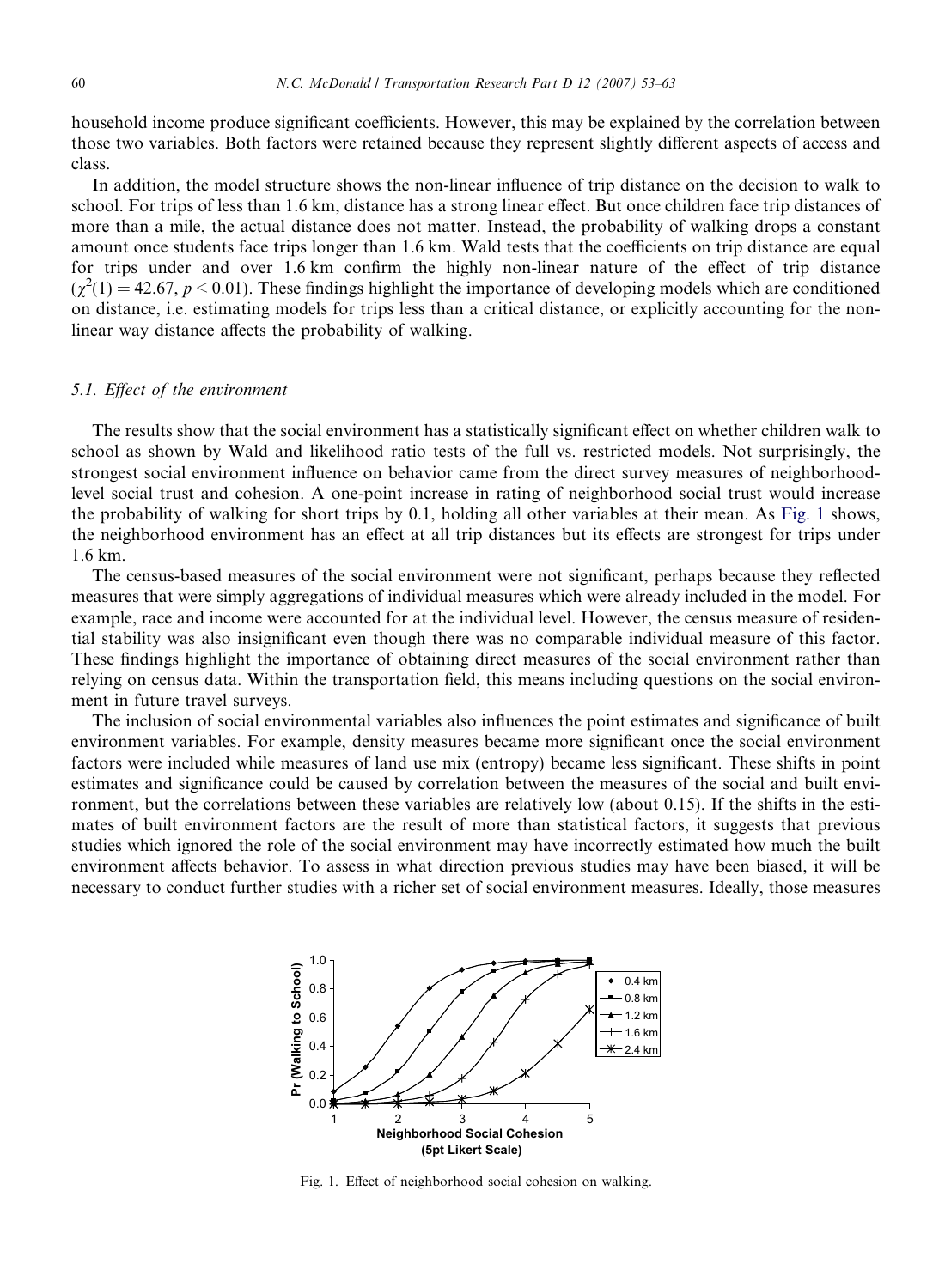household income produce significant coefficients. However, this may be explained by the correlation between those two variables. Both factors were retained because they represent slightly different aspects of access and class.

In addition, the model structure shows the non-linear influence of trip distance on the decision to walk to school. For trips of less than 1.6 km, distance has a strong linear effect. But once children face trip distances of more than a mile, the actual distance does not matter. Instead, the probability of walking drops a constant amount once students face trips longer than 1.6 km. Wald tests that the coefficients on trip distance are equal for trips under and over 1.6 km confirm the highly non-linear nature of the effect of trip distance ($\chi^2(1) = 42.67$, $p < 0.01$). These findings highlight the importance of developing models which are conditioned on distance, i.e. estimating models for trips less than a critical distance, or explicitly accounting for the non-linear way distance affects the probability of walking.

### 5.1. *Effect of the environment*

The results show that the social environment has a statistically significant effect on whether children walk to school as shown by Wald and likelihood ratio tests of the full vs. restricted models. Not surprisingly, the strongest social environment influence on behavior came from the direct survey measures of neighborhood-level social trust and cohesion. A one-point increase in rating of neighborhood social trust would increase the probability of walking for short trips by 0.1, holding all other variables at their mean. As Fig. 1 shows, the neighborhood environment has an effect at all trip distances but its effects are strongest for trips under 1.6 km.

The census-based measures of the social environment were not significant, perhaps because they reflected measures that were simply aggregations of individual measures which were already included in the model. For example, race and income were accounted for at the individual level. However, the census measure of residential stability was also insignificant even though there was no comparable individual measure of this factor. These findings highlight the importance of obtaining direct measures of the social environment rather than relying on census data. Within the transportation field, this means including questions on the social environment in future travel surveys.

The inclusion of social environmental variables also influences the point estimates and significance of built environment variables. For example, density measures became more significant once the social environment factors were included while measures of land use mix (entropy) became less significant. These shifts in point estimates and significance could be caused by correlation between the measures of the social and built environment, but the correlations between these variables are relatively low (about 0.15). If the shifts in the estimates of built environment factors are the result of more than statistical factors, it suggests that previous studies which ignored the role of the social environment may have incorrectly estimated how much the built environment affects behavior. To assess in what direction previous studies may have been biased, it will be necessary to conduct further studies with a richer set of social environment measures. Ideally, those measures

Fig. 1. Effect of neighborhood social cohesion on walking.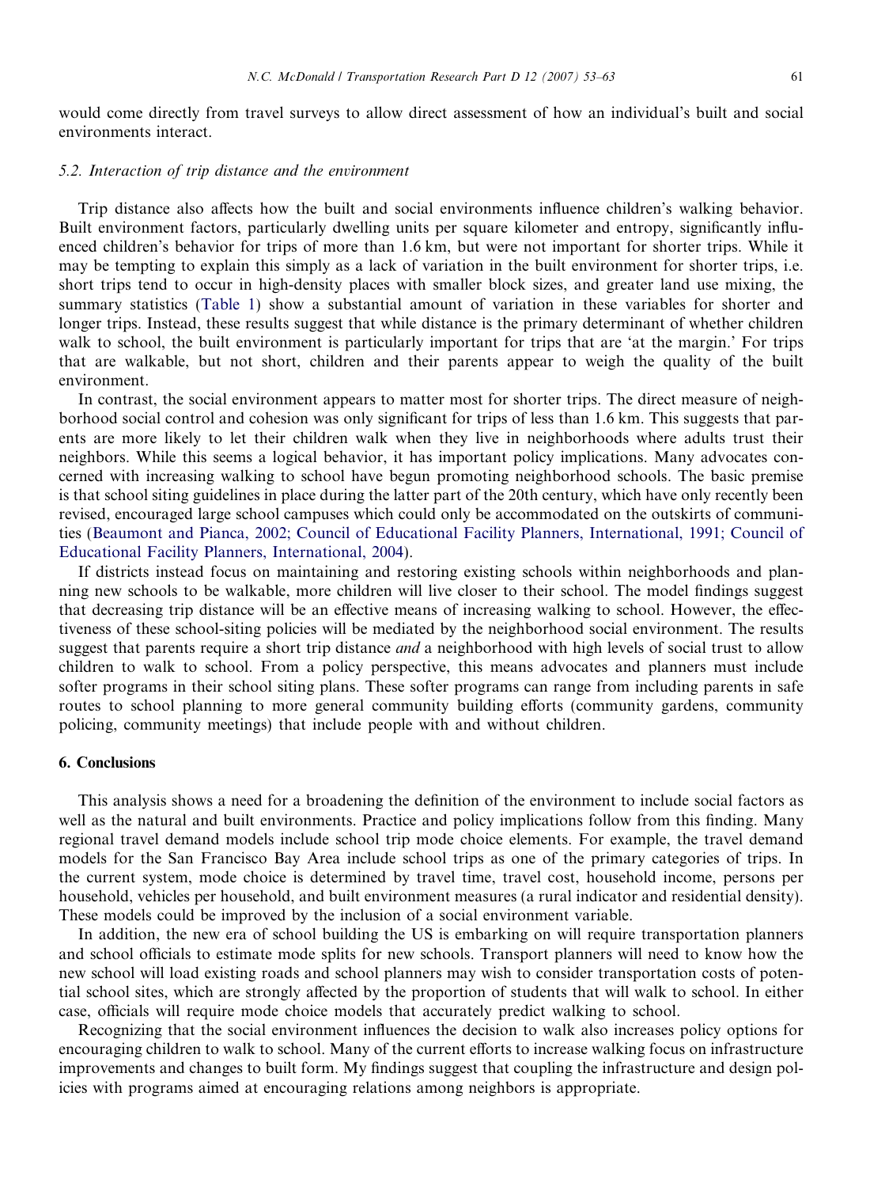would come directly from travel surveys to allow direct assessment of how an individual's built and social environments interact.

### 5.2. Interaction of trip distance and the environment

Trip distance also affects how the built and social environments influence children's walking behavior. Built environment factors, particularly dwelling units per square kilometer and entropy, significantly influenced children's behavior for trips of more than 1.6 km, but were not important for shorter trips. While it may be tempting to explain this simply as a lack of variation in the built environment for shorter trips, i.e. short trips tend to occur in high-density places with smaller block sizes, and greater land use mixing, the summary statistics (Table 1) show a substantial amount of variation in these variables for shorter and longer trips. Instead, these results suggest that while distance is the primary determinant of whether children walk to school, the built environment is particularly important for trips that are 'at the margin.' For trips that are walkable, but not short, children and their parents appear to weigh the quality of the built environment.

In contrast, the social environment appears to matter most for shorter trips. The direct measure of neighborhood social control and cohesion was only significant for trips of less than 1.6 km. This suggests that parents are more likely to let their children walk when they live in neighborhoods where adults trust their neighbors. While this seems a logical behavior, it has important policy implications. Many advocates concerned with increasing walking to school have begun promoting neighborhood schools. The basic premise is that school siting guidelines in place during the latter part of the 20th century, which have only recently been revised, encouraged large school campuses which could only be accommodated on the outskirts of communities (Beaumont and Pianca, 2002; Council of Educational Facility Planners, International, 1991; Council of Educational Facility Planners, International, 2004).

If districts instead focus on maintaining and restoring existing schools within neighborhoods and planning new schools to be walkable, more children will live closer to their school. The model findings suggest that decreasing trip distance will be an effective means of increasing walking to school. However, the effectiveness of these school-siting policies will be mediated by the neighborhood social environment. The results suggest that parents require a short trip distance *and* a neighborhood with high levels of social trust to allow children to walk to school. From a policy perspective, this means advocates and planners must include softer programs in their school siting plans. These softer programs can range from including parents in safe routes to school planning to more general community building efforts (community gardens, community policing, community meetings) that include people with and without children.

## 6. Conclusions

This analysis shows a need for a broadening the definition of the environment to include social factors as well as the natural and built environments. Practice and policy implications follow from this finding. Many regional travel demand models include school trip mode choice elements. For example, the travel demand models for the San Francisco Bay Area include school trips as one of the primary categories of trips. In the current system, mode choice is determined by travel time, travel cost, household income, persons per household, vehicles per household, and built environment measures (a rural indicator and residential density). These models could be improved by the inclusion of a social environment variable.

In addition, the new era of school building the US is embarking on will require transportation planners and school officials to estimate mode splits for new schools. Transport planners will need to know how the new school will load existing roads and school planners may wish to consider transportation costs of potential school sites, which are strongly affected by the proportion of students that will walk to school. In either case, officials will require mode choice models that accurately predict walking to school.

Recognizing that the social environment influences the decision to walk also increases policy options for encouraging children to walk to school. Many of the current efforts to increase walking focus on infrastructure improvements and changes to built form. My findings suggest that coupling the infrastructure and design policies with programs aimed at encouraging relations among neighbors is appropriate.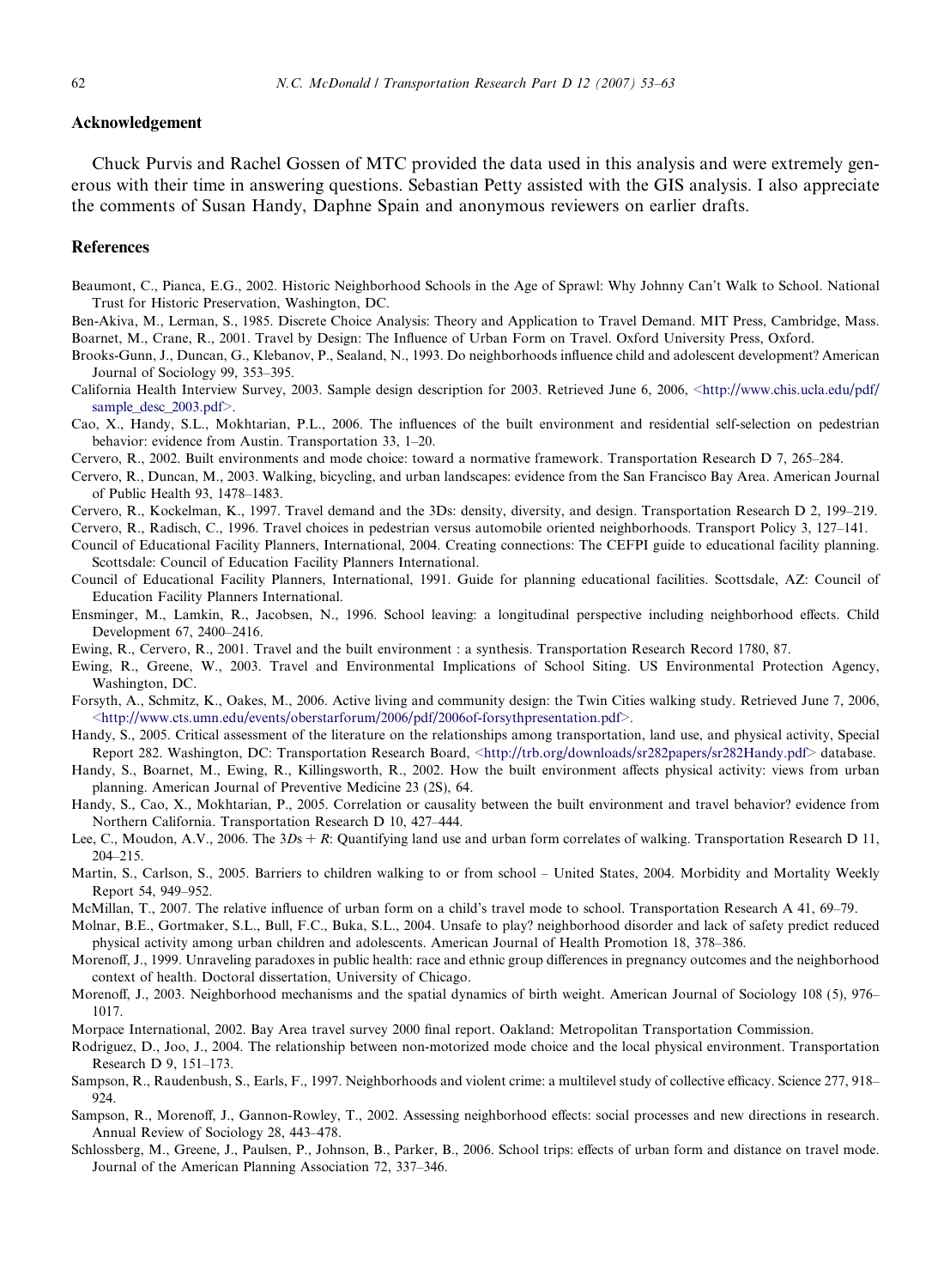## Acknowledgement

Chuck Purvis and Rachel Gossen of MTC provided the data used in this analysis and were extremely generous with their time in answering questions. Sebastian Petty assisted with the GIS analysis. I also appreciate the comments of Susan Handy, Daphne Spain and anonymous reviewers on earlier drafts.

## References

Beaumont, C., Pianca, E.G., 2002. Historic Neighborhood Schools in the Age of Sprawl: Why Johnny Can't Walk to School. National Trust for Historic Preservation, Washington, DC.

Ben-Akiva, M., Lerman, S., 1985. Discrete Choice Analysis: Theory and Application to Travel Demand. MIT Press, Cambridge, Mass.

Boarnet, M., Crane, R., 2001. Travel by Design: The Influence of Urban Form on Travel. Oxford University Press, Oxford.

Brooks-Gunn, J., Duncan, G., Klebanov, P., Sealand, N., 1993. Do neighborhoods influence child and adolescent development? American Journal of Sociology 99, 353–395.

California Health Interview Survey, 2003. Sample design description for 2003. Retrieved June 6, 2006, <http://www.chis.ucla.edu/pdf/sample_desc_2003.pdf>.

Cao, X., Handy, S.L., Mokhtarian, P.L., 2006. The influences of the built environment and residential self-selection on pedestrian behavior: evidence from Austin. Transportation 33, 1–20.

Cervero, R., 2002. Built environments and mode choice: toward a normative framework. Transportation Research D 7, 265–284.

Cervero, R., Duncan, M., 2003. Walking, bicycling, and urban landscapes: evidence from the San Francisco Bay Area. American Journal of Public Health 93, 1478–1483.

Cervero, R., Kockelman, K., 1997. Travel demand and the 3Ds: density, diversity, and design. Transportation Research D 2, 199–219.

Cervero, R., Radisch, C., 1996. Travel choices in pedestrian versus automobile oriented neighborhoods. Transport Policy 3, 127–141.

Council of Educational Facility Planners, International, 2004. Creating connections: The CEFPI guide to educational facility planning. Scottsdale: Council of Education Facility Planners International.

Council of Educational Facility Planners, International, 1991. Guide for planning educational facilities. Scottsdale, AZ: Council of Education Facility Planners International.

Ensminger, M., Lamkin, R., Jacobsen, N., 1996. School leaving: a longitudinal perspective including neighborhood effects. Child Development 67, 2400–2416.

Ewing, R., Cervero, R., 2001. Travel and the built environment : a synthesis. Transportation Research Record 1780, 87.

Ewing, R., Greene, W., 2003. Travel and Environmental Implications of School Siting. US Environmental Protection Agency, Washington, DC.

Forsyth, A., Schmitz, K., Oakes, M., 2006. Active living and community design: the Twin Cities walking study. Retrieved June 7, 2006, <http://www.cts.umn.edu/events/oberstarforum/2006/pdf/2006of-forsythpresentation.pdf>.

Handy, S., 2005. Critical assessment of the literature on the relationships among transportation, land use, and physical activity, Special Report 282. Washington, DC: Transportation Research Board, <http://trb.org/downloads/sr282papers/sr282Handy.pdf> database.

Handy, S., Boarnet, M., Ewing, R., Killingsworth, R., 2002. How the built environment affects physical activity: views from urban planning. American Journal of Preventive Medicine 23 (2S), 64.

Handy, S., Cao, X., Mokhtarian, P., 2005. Correlation or causality between the built environment and travel behavior? evidence from Northern California. Transportation Research D 10, 427–444.

Lee, C., Moudon, A.V., 2006. The 3*Ds* + *R*: Quantifying land use and urban form correlates of walking. Transportation Research D 11, 204–215.

Martin, S., Carlson, S., 2005. Barriers to children walking to or from school – United States, 2004. Morbidity and Mortality Weekly Report 54, 949–952.

McMillan, T., 2007. The relative influence of urban form on a child's travel mode to school. Transportation Research A 41, 69–79.

Molnar, B.E., Gortmaker, S.L., Bull, F.C., Buka, S.L., 2004. Unsafe to play? neighborhood disorder and lack of safety predict reduced physical activity among urban children and adolescents. American Journal of Health Promotion 18, 378–386.

Morenoff, J., 1999. Unraveling paradoxes in public health: race and ethnic group differences in pregnancy outcomes and the neighborhood context of health. Doctoral dissertation, University of Chicago.

Morenoff, J., 2003. Neighborhood mechanisms and the spatial dynamics of birth weight. American Journal of Sociology 108 (5), 976–1017.

Morpace International, 2002. Bay Area travel survey 2000 final report. Oakland: Metropolitan Transportation Commission.

Rodriguez, D., Joo, J., 2004. The relationship between non-motorized mode choice and the local physical environment. Transportation Research D 9, 151–173.

Sampson, R., Raudenbush, S., Earls, F., 1997. Neighborhoods and violent crime: a multilevel study of collective efficacy. Science 277, 918–924.

Sampson, R., Morenoff, J., Gannon-Rowley, T., 2002. Assessing neighborhood effects: social processes and new directions in research. Annual Review of Sociology 28, 443–478.

Schlossberg, M., Greene, J., Paulsen, P., Johnson, B., Parker, B., 2006. School trips: effects of urban form and distance on travel mode. Journal of the American Planning Association 72, 337–346.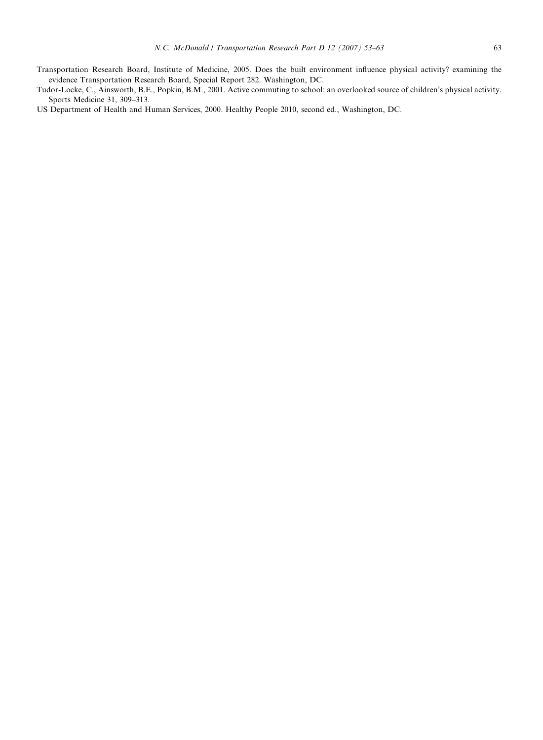Transportation Research Board, Institute of Medicine, 2005. Does the built environment influence physical activity? examining the evidence Transportation Research Board, Special Report 282. Washington, DC.

Tudor-Locke, C., Ainsworth, B.E., Popkin, B.M., 2001. Active commuting to school: an overlooked source of children's physical activity. Sports Medicine 31, 309–313.

US Department of Health and Human Services, 2000. Healthy People 2010, second ed., Washington, DC.